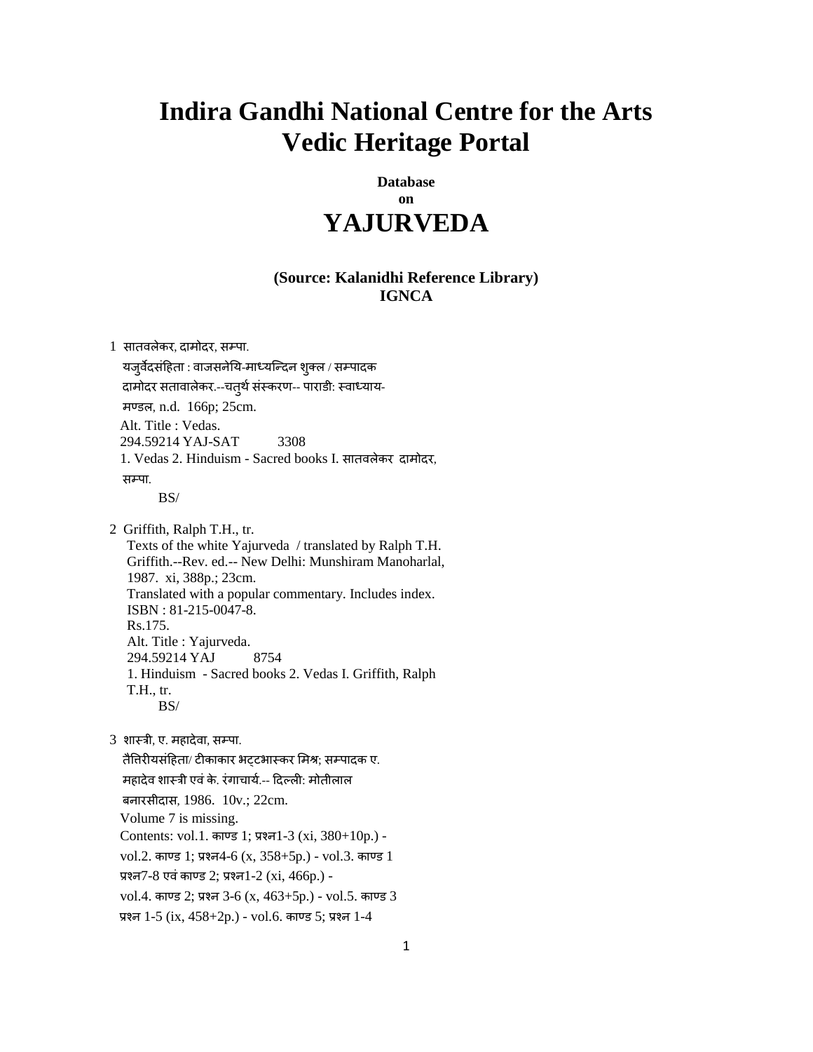# Indira Gandhi National Centre for the Arts
# Vedic Heritage Portal

**Database**
**on**

# YAJURVEDA

**(Source: Kalanidhi Reference Library)**
**IGNCA**

1 सातवलेकर, दामोदर, सम्पा.
यजुर्वेदसंहिता : वाजसनेयि-माध्यन्दिन शुक्ल / सम्पादक दामोदर सतावालेकर.--चतुर्थ संस्करण-- पाराडी: स्वाध्याय-मण्डल, n.d. 166p; 25cm.
Alt. Title : Vedas.
294.59214 YAJ-SAT 3308
1. Vedas 2. Hinduism - Sacred books I. सातवलेकर दामोदर, सम्पा.
BS/

2 Griffith, Ralph T.H., tr.
Texts of the white Yajurveda / translated by Ralph T.H. Griffith.--Rev. ed.-- New Delhi: Munshiram Manoharlal, 1987. xi, 388p.; 23cm.
Translated with a popular commentary. Includes index.
ISBN : 81-215-0047-8.
Rs.175.
Alt. Title : Yajurveda.
294.59214 YAJ 8754
1. Hinduism - Sacred books 2. Vedas I. Griffith, Ralph T.H., tr.
BS/

3 शास्त्री, ए. महादेवा, सम्पा.
तैत्तिरीयसंहिता/ टीकाकार भट्टभास्कर मिश्र; सम्पादक ए. महादेव शास्त्री एवं के. रंगाचार्य.-- दिल्ली: मोतीलाल बनारसीदास, 1986. 10v.; 22cm.
Volume 7 is missing.
Contents: vol.1. काण्ड 1; प्रश्न1-3 (xi, 380+10p.) - vol.2. काण्ड 1; प्रश्न4-6 (x, 358+5p.) - vol.3. काण्ड 1 प्रश्न7-8 एवं काण्ड 2; प्रश्न1-2 (xi, 466p.) - vol.4. काण्ड 2; प्रश्न 3-6 (x, 463+5p.) - vol.5. काण्ड 3 प्रश्न 1-5 (ix, 458+2p.) - vol.6. काण्ड 5; प्रश्न 1-4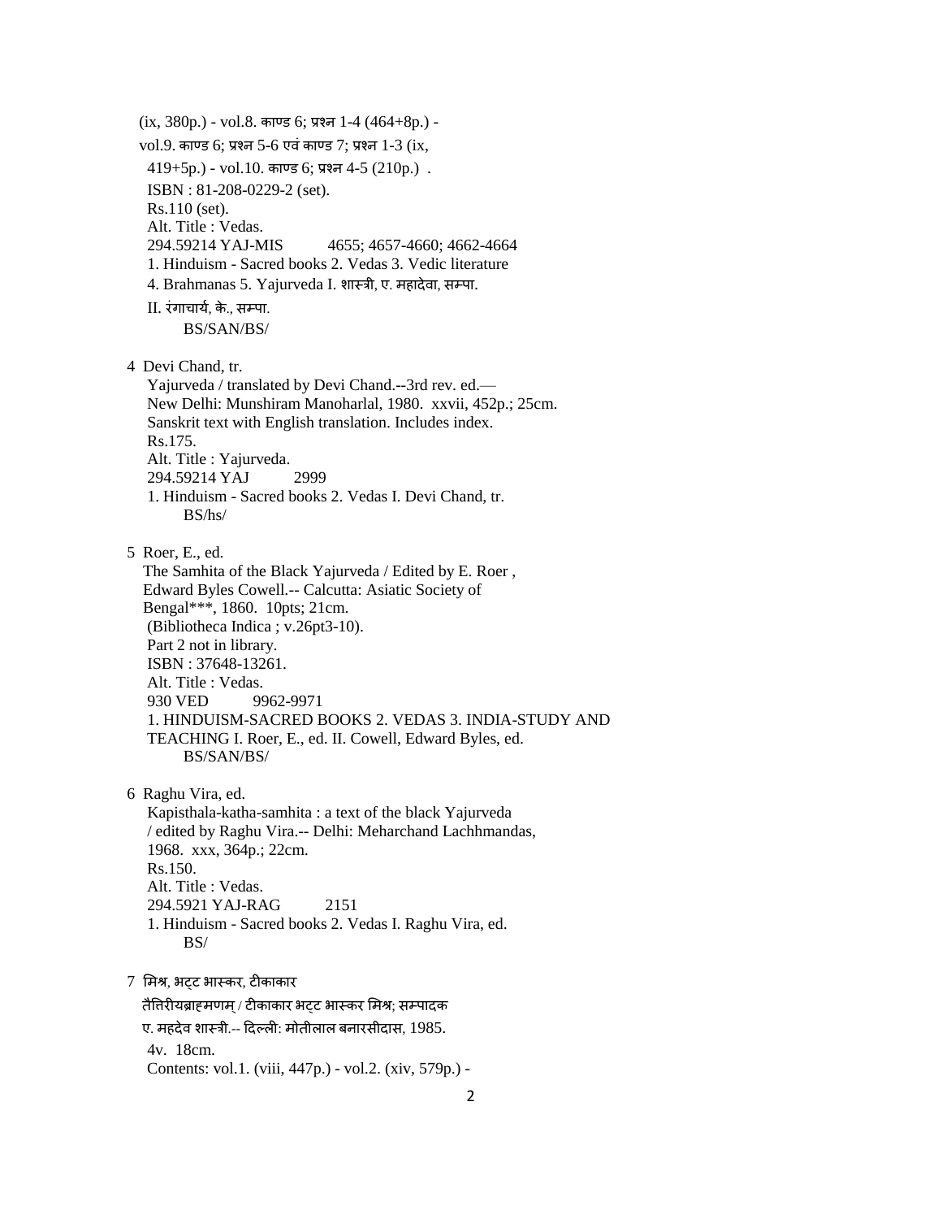(ix, 380p.) - vol.8. काण्ड 6; प्रश्न 1-4 (464+8p.) -
vol.9. काण्ड 6; प्रश्न 5-6 एवं काण्ड 7; प्रश्न 1-3 (ix,
419+5p.) - vol.10. काण्ड 6; प्रश्न 4-5 (210p.) .
ISBN : 81-208-0229-2 (set).
Rs.110 (set).
Alt. Title : Vedas.
294.59214 YAJ-MIS 4655; 4657-4660; 4662-4664
1. Hinduism - Sacred books 2. Vedas 3. Vedic literature
4. Brahmanas 5. Yajurveda I. शास्त्री, ए. महादेवा, सम्पा.
II. रंगाचार्य, के., सम्पा.
BS/SAN/BS/

4 Devi Chand, tr.
Yajurveda / translated by Devi Chand.--3rd rev. ed.—
New Delhi: Munshiram Manoharlal, 1980. xxvii, 452p.; 25cm.
Sanskrit text with English translation. Includes index.
Rs.175.
Alt. Title : Yajurveda.
294.59214 YAJ 2999
1. Hinduism - Sacred books 2. Vedas I. Devi Chand, tr.
BS/hs/

5 Roer, E., ed.
The Samhita of the Black Yajurveda / Edited by E. Roer ,
Edward Byles Cowell.-- Calcutta: Asiatic Society of
Bengal***, 1860. 10pts; 21cm.
(Bibliotheca Indica ; v.26pt3-10).
Part 2 not in library.
ISBN : 37648-13261.
Alt. Title : Vedas.
930 VED 9962-9971
1. HINDUISM-SACRED BOOKS 2. VEDAS 3. INDIA-STUDY AND
TEACHING I. Roer, E., ed. II. Cowell, Edward Byles, ed.
BS/SAN/BS/

6 Raghu Vira, ed.
Kapisthala-katha-samhita : a text of the black Yajurveda
/ edited by Raghu Vira.-- Delhi: Meharchand Lachhmandas,
1968. xxx, 364p.; 22cm.
Rs.150.
Alt. Title : Vedas.
294.5921 YAJ-RAG 2151
1. Hinduism - Sacred books 2. Vedas I. Raghu Vira, ed.
BS/

7 मिश्र, भट्ट भास्कर, टीकाकार
तैत्तिरीयब्राह्मणम् / टीकाकार भट्ट भास्कर मिश्र; सम्पादक
ए. महदेव शास्त्री.-- दिल्ली: मोतीलाल बनारसीदास, 1985.
4v. 18cm.
Contents: vol.1. (viii, 447p.) - vol.2. (xiv, 579p.) -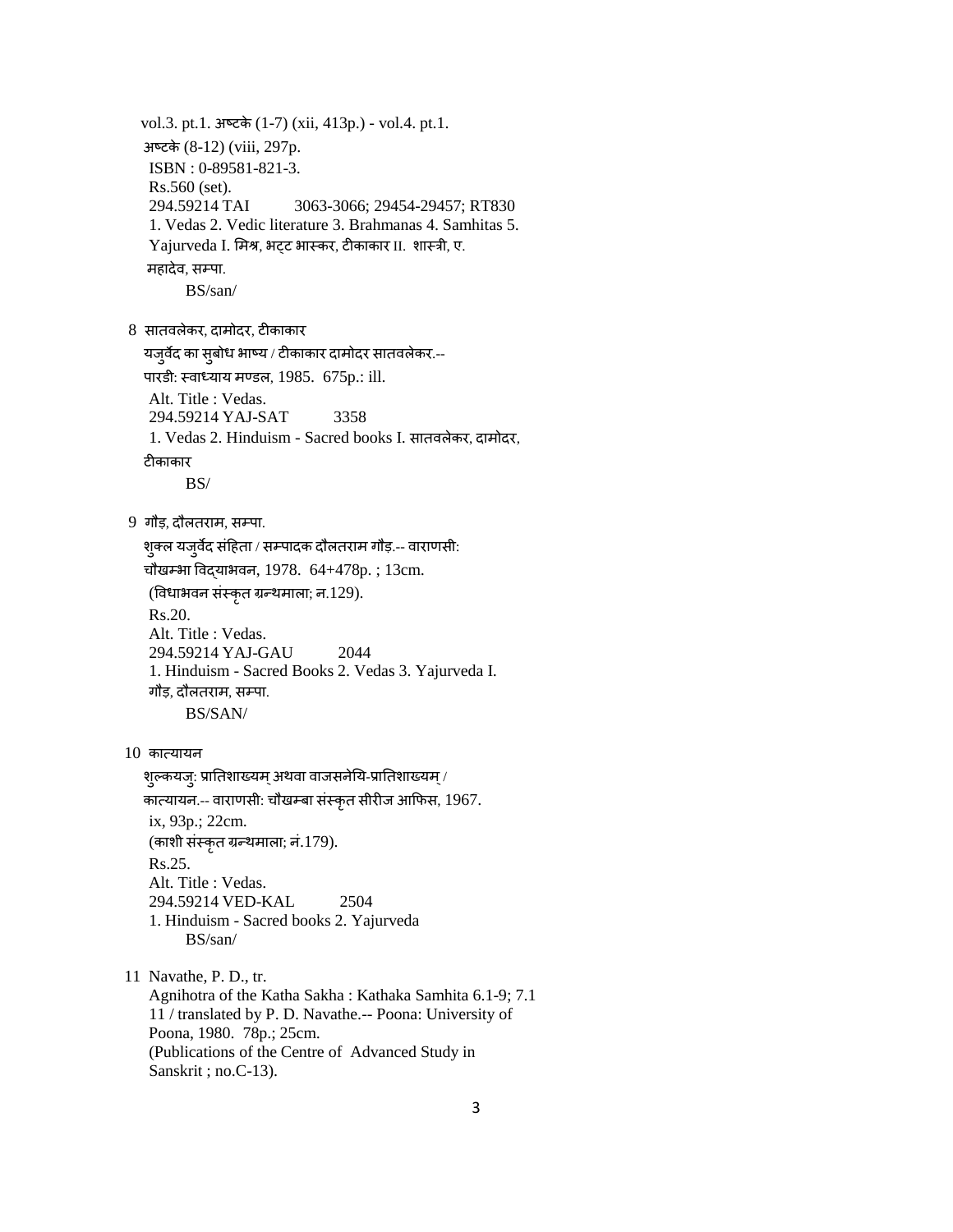vol.3. pt.1. अष्टके (1-7) (xii, 413p.) - vol.4. pt.1.
अष्टके (8-12) (viii, 297p.
ISBN : 0-89581-821-3.
Rs.560 (set).
294.59214 TAI 3063-3066; 29454-29457; RT830
1. Vedas 2. Vedic literature 3. Brahmanas 4. Samhitas 5.
Yajurveda I. मिश्र, भट्ट भास्कर, टीकाकार II. शास्त्री, ए.
महादेव, सम्पा.
BS/san/

8 सातवलेकर, दामोदर, टीकाकार
यजुर्वेद का सुबोध भाष्य / टीकाकार दामोदर सातवलेकर.--
पारडी: स्वाध्याय मण्डल, 1985. 675p.: ill.
Alt. Title : Vedas.
294.59214 YAJ-SAT 3358
1. Vedas 2. Hinduism - Sacred books I. सातवलेकर, दामोदर,
टीकाकार
BS/

9 गौड़, दौलतराम, सम्पा.
शुक्ल यजुर्वेद संहिता / सम्पादक दौलतराम गौड़.-- वाराणसी:
चौखम्भा विद्याभवन, 1978. 64+478p. ; 13cm.
(विधाभवन संस्कृत ग्रन्थमाला; न.129).
Rs.20.
Alt. Title : Vedas.
294.59214 YAJ-GAU 2044
1. Hinduism - Sacred Books 2. Vedas 3. Yajurveda I.
गौड़, दौलतराम, सम्पा.
BS/SAN/

10 कात्यायन
शुल्कयजु: प्रातिशाख्यम् अथवा वाजसनेयि-प्रातिशाख्यम् /
कात्यायन.-- वाराणसी: चौखम्बा संस्कृत सीरीज आफिस, 1967.
ix, 93p.; 22cm.
(काशी संस्कृत ग्रन्थमाला; नं.179).
Rs.25.
Alt. Title : Vedas.
294.59214 VED-KAL 2504
1. Hinduism - Sacred books 2. Yajurveda
BS/san/

11 Navathe, P. D., tr.
Agnihotra of the Katha Sakha : Kathaka Samhita 6.1-9; 7.1
11 / translated by P. D. Navathe.-- Poona: University of
Poona, 1980. 78p.; 25cm.
(Publications of the Centre of Advanced Study in
Sanskrit ; no.C-13).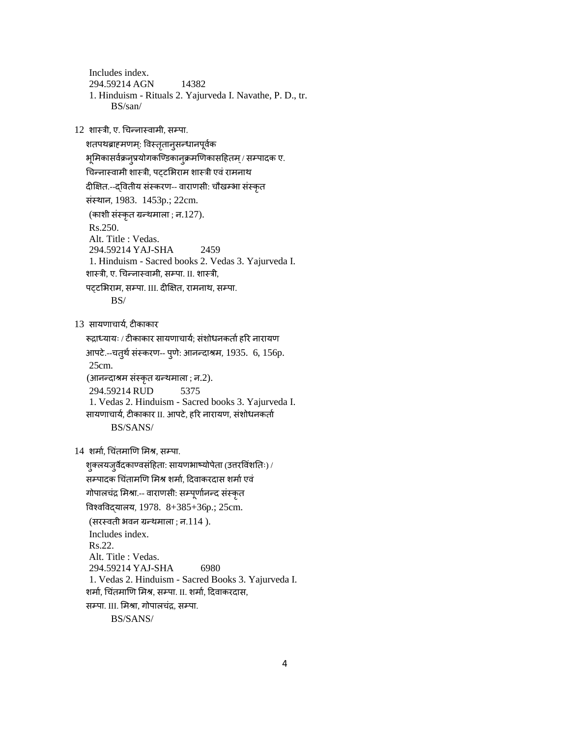Includes index.  
294.59214 AGN 14382  
1. Hinduism - Rituals 2. Yajurveda I. Navathe, P. D., tr.  
BS/san/

12 शास्त्री, ए. चिन्नास्वामी, सम्पा.  
शतपथब्राह्मणम्: विस्तृतानुसन्धानपूर्वक भूमिकासर्वक्रनुप्रयोगकण्डिकानुक्रमणिकासहितम् / सम्पादक ए. चिन्नास्वामी शास्त्री, पट्टभिराम शास्त्री एवं रामनाथ दीक्षित.--द्वितीय संस्करण-- वाराणसी: चौखम्भा संस्कृत संस्थान, 1983. 1453p.; 22cm.  
(काशी संस्कृत ग्रन्थमाला ; न.127).  
Rs.250.  
Alt. Title : Vedas.  
294.59214 YAJ-SHA 2459  
1. Hinduism - Sacred books 2. Vedas 3. Yajurveda I. शास्त्री, ए. चिन्नास्वामी, सम्पा. II. शास्त्री, पट्टभिराम, सम्पा. III. दीक्षित, रामनाथ, सम्पा.  
BS/

13 सायणाचार्य, टीकाकार  
रूद्राध्यायः / टीकाकार सायणाचार्य; संशोधनकर्ता हरि नारायण आपटे.--चतुर्थ संस्करण-- पुणे: आनन्दाश्रम, 1935. 6, 156p. 25cm.  
(आनन्दाश्रम संस्कृत ग्रन्थमाला ; न.2).  
294.59214 RUD 5375  
1. Vedas 2. Hinduism - Sacred books 3. Yajurveda I. सायणाचार्य, टीकाकार II. आपटे, हरि नारायण, संशोधनकर्ता  
BS/SANS/

14 शर्मा, चिंतमाणि मिश्र, सम्पा.  
शुक्लयजुर्वेदकाण्वसंहिता: सायणभाष्योपेता (उत्तरविंशतिः) / सम्पादक चिंतामणि मिश्र शर्मा, दिवाकरदास शर्मा एवं गोपालचंद्र मिश्रा.-- वाराणसी: सम्पूर्णानन्द संस्कृत विश्वविद्यालय, 1978. 8+385+36p.; 25cm.  
(सरस्वती भवन ग्रन्थमाला ; न.114 ).  
Includes index.  
Rs.22.  
Alt. Title : Vedas.  
294.59214 YAJ-SHA 6980  
1. Vedas 2. Hinduism - Sacred Books 3. Yajurveda I. शर्मा, चिंतमाणि मिश्र, सम्पा. II. शर्मा, दिवाकरदास, सम्पा. III. मिश्रा, गोपालचंद्र, सम्पा.  
BS/SANS/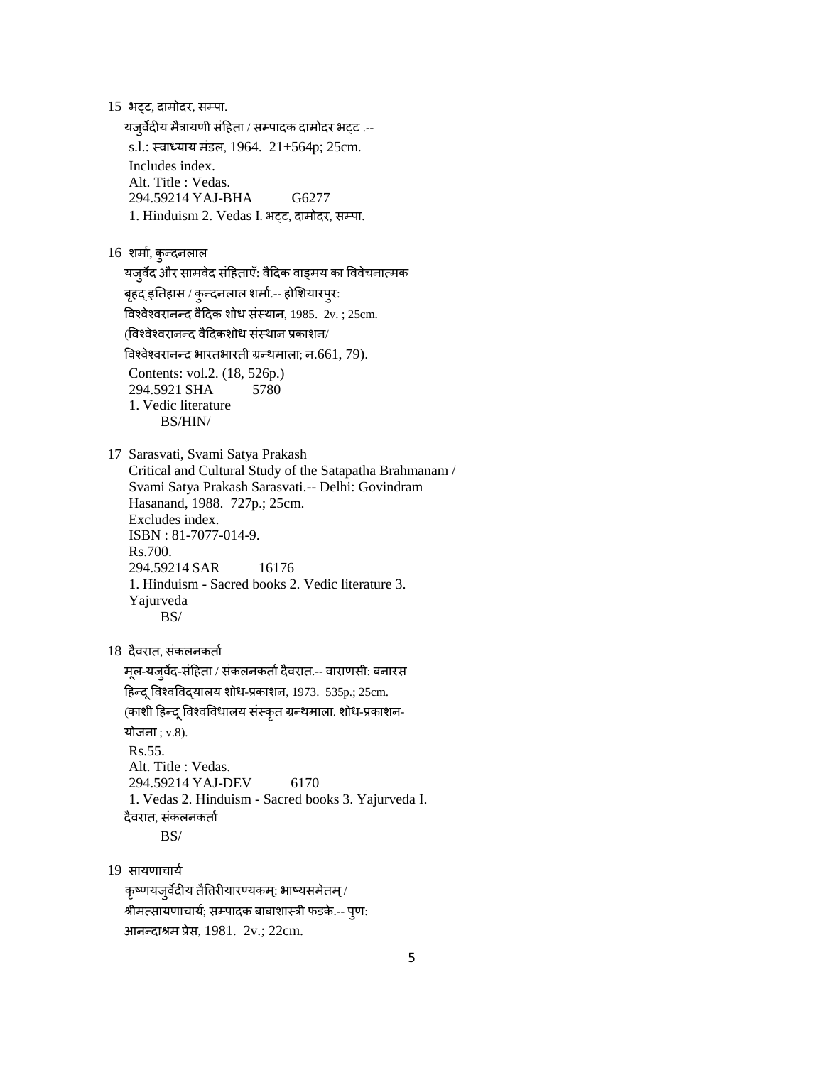15 भट्ट, दामोदर, सम्पा.

यजुर्वेदीय मैत्रायणी संहिता / सम्पादक दामोदर भट्ट .--
s.l.: स्वाध्याय मंडल, 1964. 21+564p; 25cm.
Includes index.
Alt. Title : Vedas.
294.59214 YAJ-BHA G6277
1. Hinduism 2. Vedas I. भट्ट, दामोदर, सम्पा.

16 शर्मा, कुन्दनलाल

यजुर्वेद और सामवेद संहिताएँ: वैदिक वाड्मय का विवेचनात्मक
बृहद् इतिहास / कुन्दनलाल शर्मा.-- होशियारपुर:
विश्वेश्वरानन्द वैदिक शोध संस्थान, 1985. 2v. ; 25cm.
(विश्वेश्वरानन्द वैदिकशोध संस्थान प्रकाशन/
विश्वेश्वरानन्द भारतभारती ग्रन्थमाला; न.661, 79).
Contents: vol.2. (18, 526p.)
294.5921 SHA 5780
1. Vedic literature
BS/HIN/

17 Sarasvati, Svami Satya Prakash

Critical and Cultural Study of the Satapatha Brahmanam /
Svami Satya Prakash Sarasvati.-- Delhi: Govindram
Hasanand, 1988. 727p.; 25cm.
Excludes index.
ISBN : 81-7077-014-9.
Rs.700.
294.59214 SAR 16176
1. Hinduism - Sacred books 2. Vedic literature 3.
Yajurveda
BS/

18 दैवरात, संकलनकर्ता

मूल-यजुर्वेद-संहिता / संकलनकर्ता दैवरात.-- वाराणसी: बनारस
हिन्दू विश्वविद्यालय शोध-प्रकाशन, 1973. 535p.; 25cm.
(काशी हिन्दू विश्वविधालय संस्कृत ग्रन्थमाला. शोध-प्रकाशन-
योजना ; v.8).
Rs.55.
Alt. Title : Vedas.
294.59214 YAJ-DEV 6170
1. Vedas 2. Hinduism - Sacred books 3. Yajurveda I.
दैवरात, संकलनकर्ता
BS/

19 सायणाचार्य

कृष्णयजुर्वेदीय तैत्तिरीयारण्यकम्: भाष्यसमेतम् /
श्रीमत्सायणाचार्य; सम्पादक बाबाशास्त्री फडके.-- पुण:
आनन्दाश्रम प्रेस, 1981. 2v.; 22cm.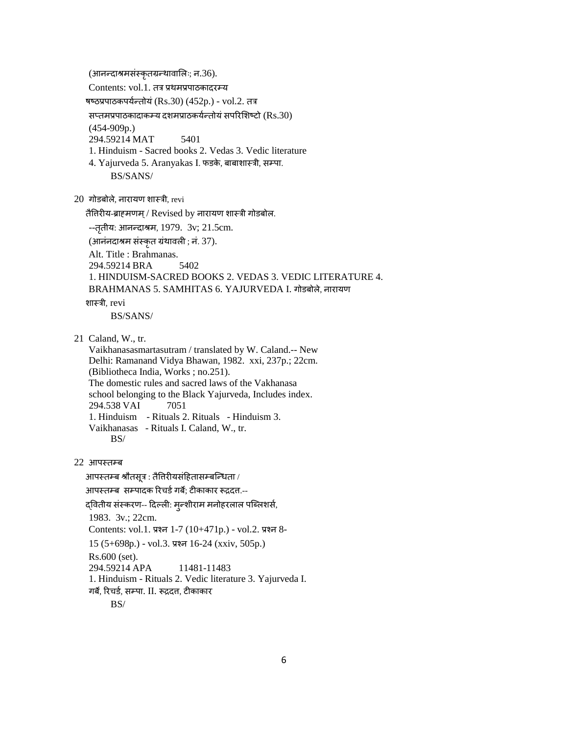(आनन्दाश्रमसंस्कृतग्रन्थावलिः; न.36).

Contents: vol.1. तत्र प्रथमप्रपाठकादरम्य षष्ठप्रपाठकपर्यन्तोयं (Rs.30) (452p.) - vol.2. तत्र सप्तमप्रपाठकादाकम्य दशमप्राठकर्यन्तोयं सपरिशिष्टो (Rs.30) (454-909p.)

294.59214 MAT 5401

1. Hinduism - Sacred books 2. Vedas 3. Vedic literature 4. Yajurveda 5. Aranyakas I. फडके, बाबाशास्त्री, सम्पा.

BS/SANS/

20 गोडबोले, नारायण शास्त्री, revi

तैत्तिरीय-ब्राह्मणम् / Revised by नारायण शास्त्री गोडबोल.

--तृतीय: आनन्दाश्रम, 1979. 3v; 21.5cm.

(आनंनदाश्रम संस्कृत ग्रंथावली ; नं. 37).

Alt. Title : Brahmanas.

294.59214 BRA 5402

1. HINDUISM-SACRED BOOKS 2. VEDAS 3. VEDIC LITERATURE 4. BRAHMANAS 5. SAMHITAS 6. YAJURVEDA I. गोडबोले, नारायण शास्त्री, revi

BS/SANS/

21 Caland, W., tr.

Vaikhanasasmartasutram / translated by W. Caland.-- New Delhi: Ramanand Vidya Bhawan, 1982. xxi, 237p.; 22cm. (Bibliotheca India, Works ; no.251).

The domestic rules and sacred laws of the Vakhanasa school belonging to the Black Yajurveda, Includes index.

294.538 VAI 7051

1. Hinduism - Rituals 2. Rituals - Hinduism 3. Vaikhanasas - Rituals I. Caland, W., tr.

BS/

22 आपस्तम्ब

आपस्तम्ब श्रौतसूत्र : तैत्तिरीयसंहितासम्बन्धिता / आपस्तम्ब सम्पादक रिचर्ड गर्बे; टीकाकार रूद्रदत्त.-- द्वितीय संस्करण-- दिल्ली: मुन्शीराम मनोहरलाल पब्लिशर्स, 1983. 3v.; 22cm.

Contents: vol.1. प्रश्न 1-7 (10+471p.) - vol.2. प्रश्न 8-15 (5+698p.) - vol.3. प्रश्न 16-24 (xxiv, 505p.)

Rs.600 (set).

294.59214 APA 11481-11483

1. Hinduism - Rituals 2. Vedic literature 3. Yajurveda I. गर्बे, रिचर्ड, सम्पा. II. रूद्रदत्त, टीकाकार

BS/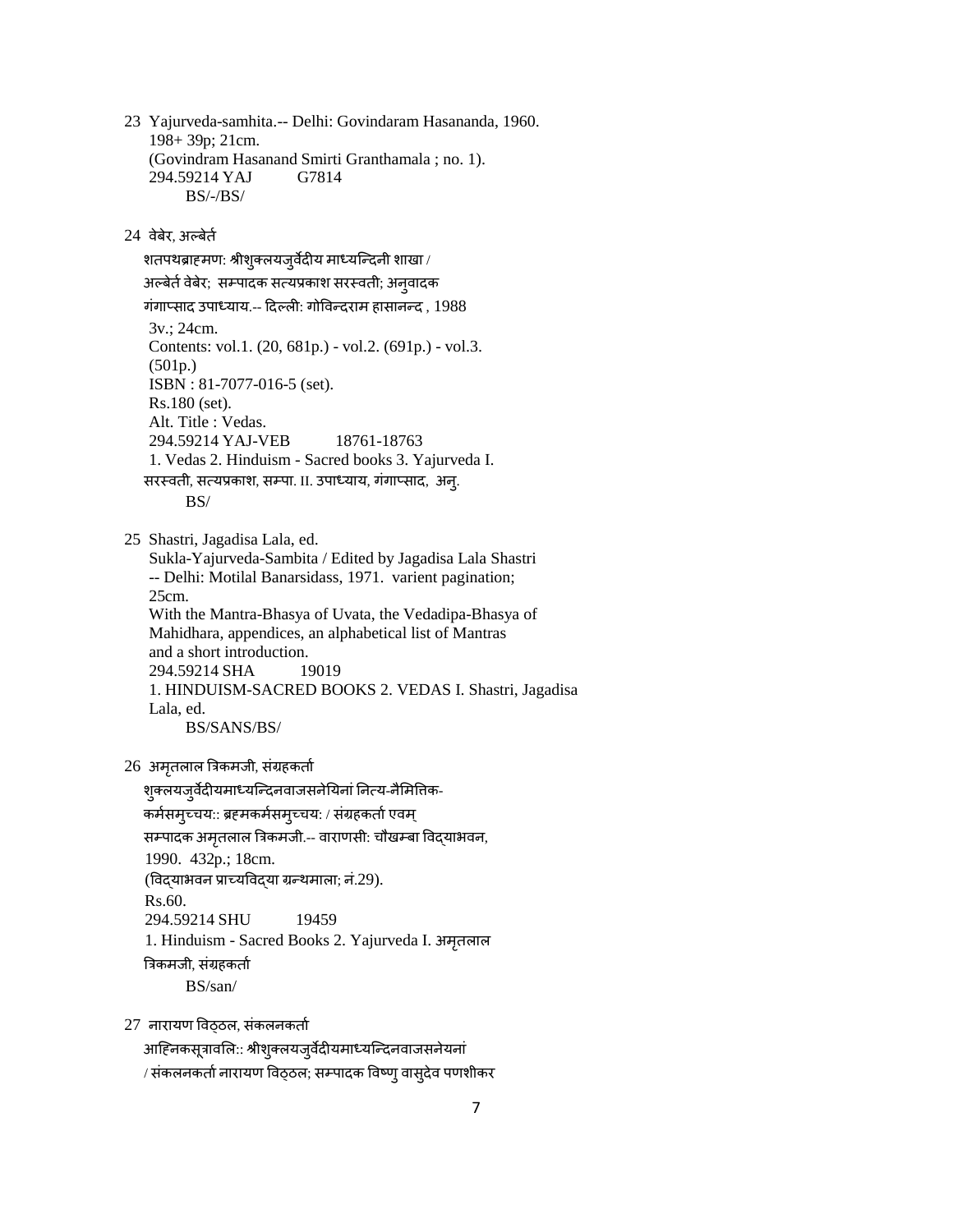23 Yajurveda-samhita.-- Delhi: Govindaram Hasananda, 1960.
198+ 39p; 21cm.
(Govindram Hasanand Smirti Granthamala ; no. 1).
294.59214 YAJ G7814
BS/-/BS/

24 वेबेर, अल्बेर्त
शतपथब्राह्मण: श्रीशुक्लयजुर्वेदीय माध्यन्दिनी शाखा /
अल्बेर्त वेबेर; सम्पादक सत्यप्रकाश सरस्वती; अनुवादक
गंगाप्साद उपाध्याय.-- दिल्ली: गोविन्दराम हासानन्द , 1988
3v.; 24cm.
Contents: vol.1. (20, 681p.) - vol.2. (691p.) - vol.3.
(501p.)
ISBN : 81-7077-016-5 (set).
Rs.180 (set).
Alt. Title : Vedas.
294.59214 YAJ-VEB 18761-18763
1. Vedas 2. Hinduism - Sacred books 3. Yajurveda I.
सरस्वती, सत्यप्रकाश, सम्पा. II. उपाध्याय, गंगाप्साद, अनु.
BS/

25 Shastri, Jagadisa Lala, ed.
Sukla-Yajurveda-Sambita / Edited by Jagadisa Lala Shastri
-- Delhi: Motilal Banarsidass, 1971. varient pagination;
25cm.
With the Mantra-Bhasya of Uvata, the Vedadipa-Bhasya of
Mahidhara, appendices, an alphabetical list of Mantras
and a short introduction.
294.59214 SHA 19019
1. HINDUISM-SACRED BOOKS 2. VEDAS I. Shastri, Jagadisa
Lala, ed.
BS/SANS/BS/

26 अमृतलाल त्रिकमजी, संग्रहकर्ता
शुक्लयजुर्वेदीयमाध्यन्दिनवाजसनेयिनां नित्य-नैमित्तिक-
कर्मसमुच्चय:: ब्रह्मकर्मसमुच्चय: / संग्रहकर्ता एवम्
सम्पादक अमृतलाल त्रिकमजी.-- वाराणसी: चौखम्बा विद्याभवन,
1990. 432p.; 18cm.
(विद्याभवन प्राच्यविद्या ग्रन्थमाला; नं.29).
Rs.60.
294.59214 SHU 19459
1. Hinduism - Sacred Books 2. Yajurveda I. अमृतलाल
त्रिकमजी, संग्रहकर्ता
BS/san/

27 नारायण विठ्ठल, संकलनकर्ता
आह्निकसूत्रावलि:: श्रीशुक्लयजुर्वेदीयमाध्यन्दिनवाजसनेयनां
/ संकलनकर्ता नारायण विठ्ठल; सम्पादक विष्णु वासुदेव पणशीकर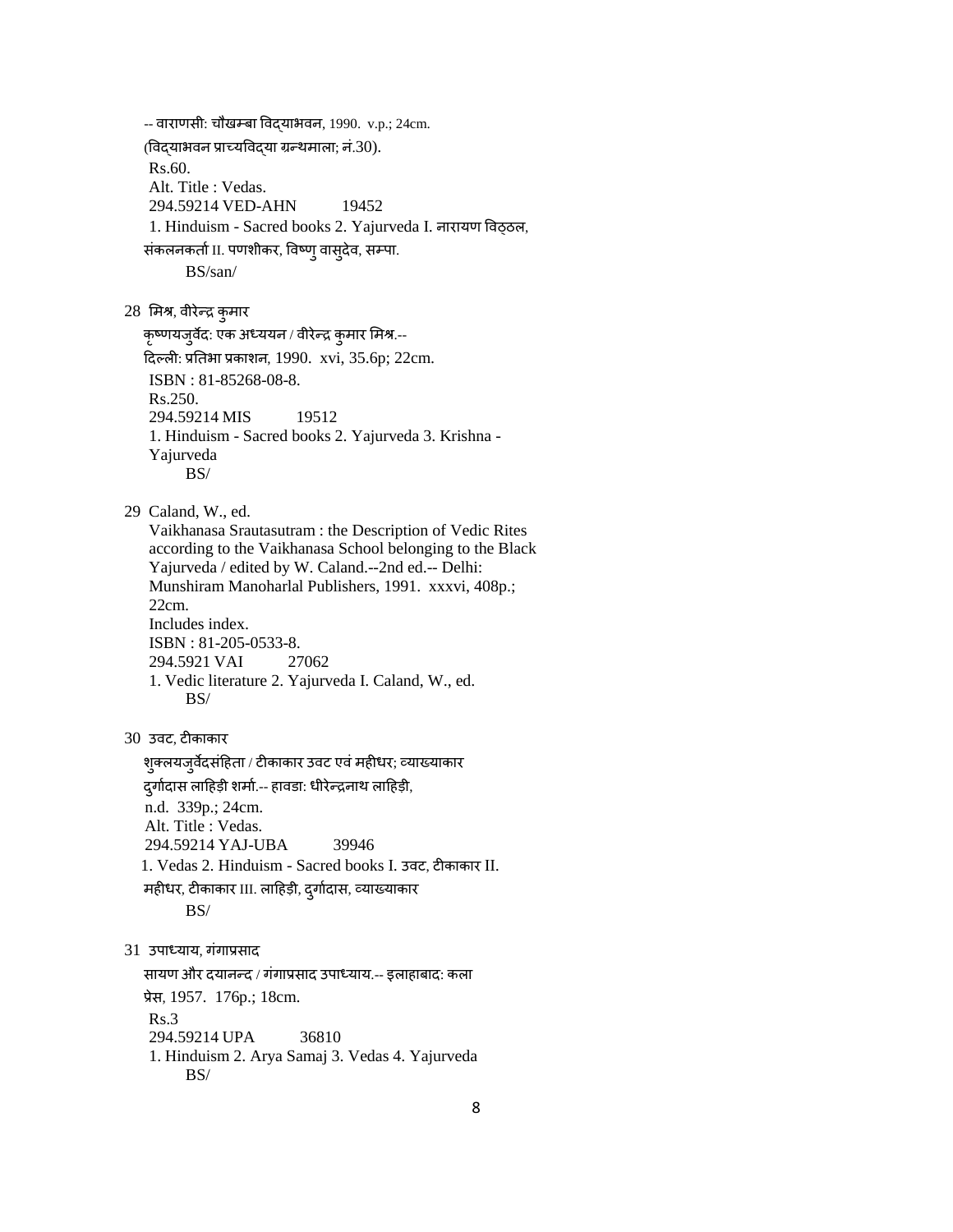-- वाराणसी: चौखम्बा विद्याभवन, 1990. v.p.; 24cm.
(विद्याभवन प्राच्यविद्या ग्रन्थमाला; नं.30).
Rs.60.
Alt. Title : Vedas.
294.59214 VED-AHN 19452
1. Hinduism - Sacred books 2. Yajurveda I. नारायण विठ्ठल, संकलनकर्ता II. पणशीकर, विष्णु वासुदेव, सम्पा.
BS/san/

28 मिश्र, वीरेन्द्र कुमार
कृष्णयजुर्वेद: एक अध्ययन / वीरेन्द्र कुमार मिश्र.--
दिल्ली: प्रतिभा प्रकाशन, 1990. xvi, 35.6p; 22cm.
ISBN : 81-85268-08-8.
Rs.250.
294.59214 MIS 19512
1. Hinduism - Sacred books 2. Yajurveda 3. Krishna - Yajurveda
BS/

29 Caland, W., ed.
Vaikhanasa Srautasutram : the Description of Vedic Rites according to the Vaikhanasa School belonging to the Black Yajurveda / edited by W. Caland.--2nd ed.-- Delhi: Munshiram Manoharlal Publishers, 1991. xxxvi, 408p.; 22cm.
Includes index.
ISBN : 81-205-0533-8.
294.5921 VAI 27062
1. Vedic literature 2. Yajurveda I. Caland, W., ed.
BS/

30 उवट, टीकाकार
शुक्लयजुर्वेदसंहिता / टीकाकार उवट एवं महीधर; व्याख्याकार दुर्गादास लाहिड़ी शर्मा.-- हावडा: धीरेन्द्रनाथ लाहिड़ी,
n.d. 339p.; 24cm.
Alt. Title : Vedas.
294.59214 YAJ-UBA 39946
1. Vedas 2. Hinduism - Sacred books I. उवट, टीकाकार II. महीधर, टीकाकार III. लाहिड़ी, दुर्गादास, व्याख्याकार
BS/

31 उपाध्याय, गंगाप्रसाद
सायण और दयानन्द / गंगाप्रसाद उपाध्याय.-- इलाहाबाद: कला प्रेस, 1957. 176p.; 18cm.
Rs.3
294.59214 UPA 36810
1. Hinduism 2. Arya Samaj 3. Vedas 4. Yajurveda
BS/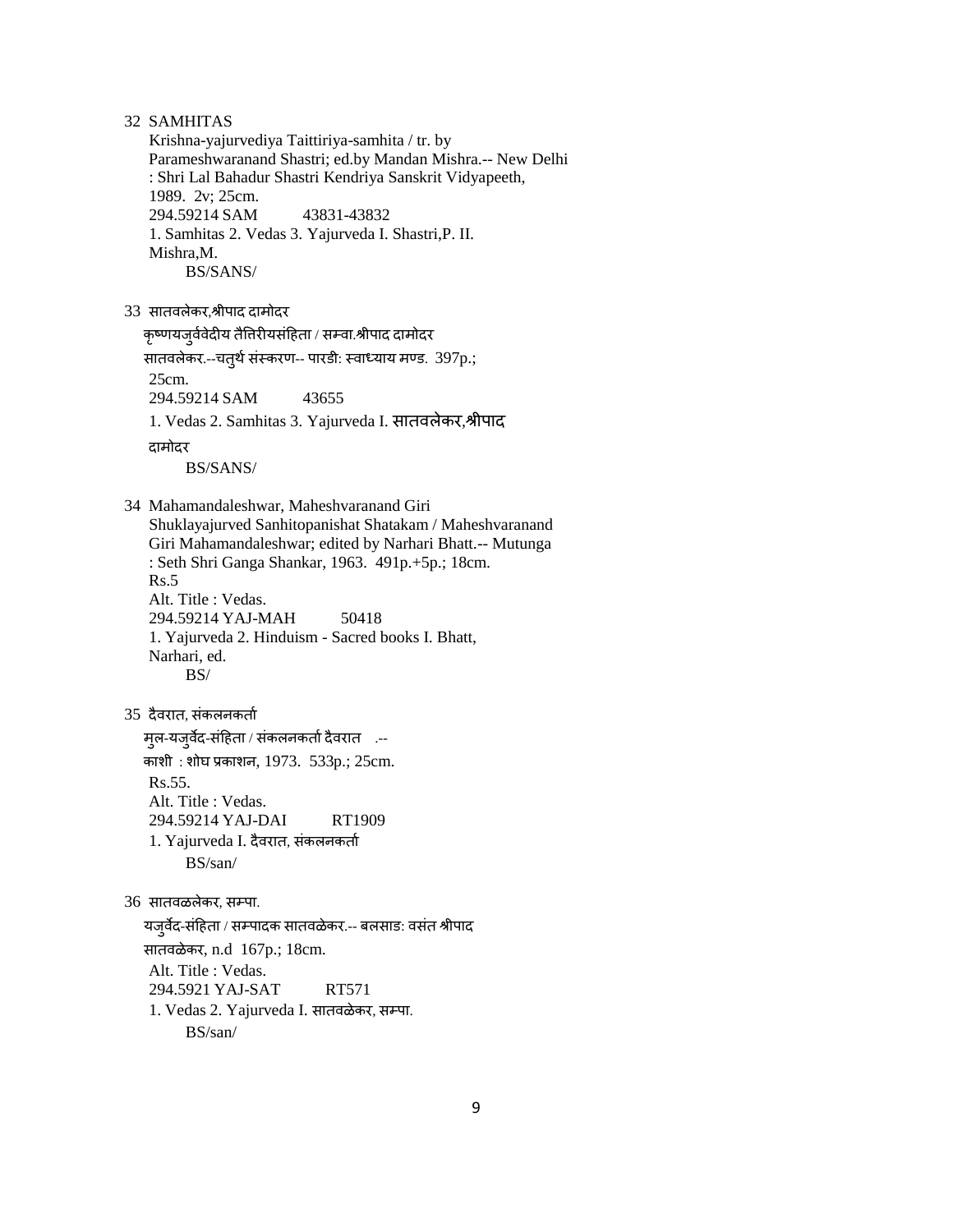32 SAMHITAS

Krishna-yajurvediya Taittiriya-samhita / tr. by Parameshwaranand Shastri; ed.by Mandan Mishra.-- New Delhi : Shri Lal Bahadur Shastri Kendriya Sanskrit Vidyapeeth, 1989. 2v; 25cm.

294.59214 SAM 43831-43832

1. Samhitas 2. Vedas 3. Yajurveda I. Shastri,P. II. Mishra,M.

BS/SANS/

33 सातवलेकर,श्रीपाद दामोदर

कृष्णयजुर्ववेदीय तैत्तिरीयसंहिता / सम्वा.श्रीपाद दामोदर सातवलेकर.--चतुर्थ संस्करण-- पारडी: स्वाध्याय मण्ड. 397p.; 25cm.

294.59214 SAM 43655

1. Vedas 2. Samhitas 3. Yajurveda I. सातवलेकर,श्रीपाद दामोदर

BS/SANS/

34 Mahamandaleshwar, Maheshvaranand Giri

Shuklayajurved Sanhitopanishat Shatakam / Maheshvaranand Giri Mahamandaleshwar; edited by Narhari Bhatt.-- Mutunga : Seth Shri Ganga Shankar, 1963. 491p.+5p.; 18cm.

Rs.5

Alt. Title : Vedas.

294.59214 YAJ-MAH 50418

1. Yajurveda 2. Hinduism - Sacred books I. Bhatt, Narhari, ed.

BS/

35 दैवरात, संकलनकर्ता

मुल-यजुर्वेद-संहिता / संकलनकर्ता दैवरात .-- काशी : शोघ प्रकाशन, 1973. 533p.; 25cm.

Rs.55.

Alt. Title : Vedas.

294.59214 YAJ-DAI RT1909

1. Yajurveda I. दैवरात, संकलनकर्ता

BS/san/

36 सातवळलेकर, सम्पा.

यजुर्वेद-संहिता / सम्पादक सातवळेकर.-- बलसाड: वसंत श्रीपाद सातवळेकर, n.d 167p.; 18cm.

Alt. Title : Vedas.

294.5921 YAJ-SAT RT571

1. Vedas 2. Yajurveda I. सातवळेकर, सम्पा.

BS/san/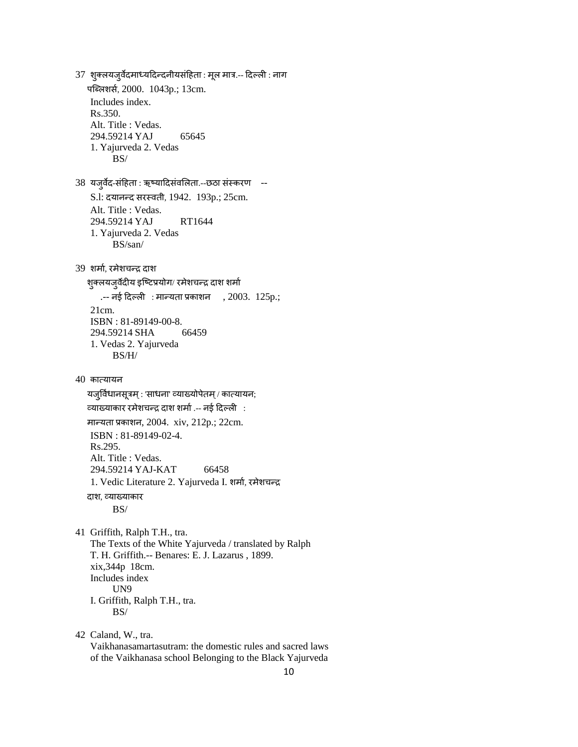37 शुक्लयजुर्वेदमाध्यदिन्दनीयसंहिता : मूल मात्र.-- दिल्ली : नाग पब्लिशर्स, 2000. 1043p.; 13cm.
Includes index.
Rs.350.
Alt. Title : Vedas.
294.59214 YAJ 65645
1. Yajurveda 2. Vedas
BS/

38 यजुर्वेद-संहिता : ऋष्यादिसंवलिता.--छठा संस्करण --
S.l: दयानन्द सरस्वती, 1942. 193p.; 25cm.
Alt. Title : Vedas.
294.59214 YAJ RT1644
1. Yajurveda 2. Vedas
BS/san/

39 शर्मा, रमेशचन्द्र दाश
शुक्लयजुर्वेदीय इष्टिप्रयोग/ रमेशचन्द्र दाश शर्मा
.-- नई दिल्ली : मान्यता प्रकाशन , 2003. 125p.;
21cm.
ISBN : 81-89149-00-8.
294.59214 SHA 66459
1. Vedas 2. Yajurveda
BS/H/

40 कात्यायन
यजुर्विधानसूत्रम् : 'साधना' व्याख्योपेतम् / कात्यायन;
व्याख्याकार रमेशचन्द्र दाश शर्मा .-- नई दिल्ली :
मान्यता प्रकाशन, 2004. xiv, 212p.; 22cm.
ISBN : 81-89149-02-4.
Rs.295.
Alt. Title : Vedas.
294.59214 YAJ-KAT 66458
1. Vedic Literature 2. Yajurveda I. शर्मा, रमेशचन्द्र
दाश, व्याख्याकार
BS/

41 Griffith, Ralph T.H., tra.
The Texts of the White Yajurveda / translated by Ralph T. H. Griffith.-- Benares: E. J. Lazarus , 1899.
xix,344p 18cm.
Includes index
UN9
I. Griffith, Ralph T.H., tra.
BS/

42 Caland, W., tra.
Vaikhanasamartasutram: the domestic rules and sacred laws of the Vaikhanasa school Belonging to the Black Yajurveda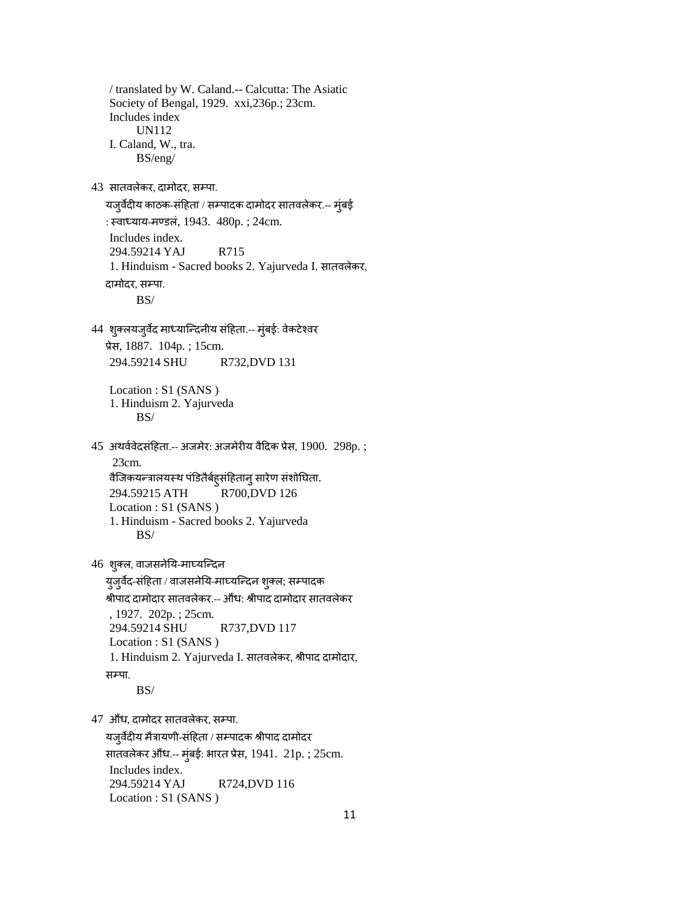/ translated by W. Caland.-- Calcutta: The Asiatic Society of Bengal, 1929. xxi,236p.; 23cm.
Includes index
UN112
I. Caland, W., tra.
BS/eng/

43 सातवलेकर, दामोदर, सम्पा.
यजुर्वेदीय काठक-संहिता / सम्पादक दामोदर सातवलेकर.-- मुंबई : स्वाध्याय-मण्डलं, 1943. 480p. ; 24cm.
Includes index.
294.59214 YAJ R715
1. Hinduism - Sacred books 2. Yajurveda I. सातवलेकर, दामोदर, सम्पा.
BS/

44 शुक्लयजुर्वेद माध्यान्दिनीय संहिता.-- मुंबई: वेकटेश्वर प्रेस, 1887. 104p. ; 15cm.
294.59214 SHU R732,DVD 131

Location : S1 (SANS )
1. Hinduism 2. Yajurveda
BS/

45 अथर्ववेदसंहिता.-- अजमेर: अजमेरीय वैदिक प्रेस, 1900. 298p. ; 23cm.
वैजिकयन्त्रालयस्थ पंडितैर्बहुसंहितानु सारेण संशोघिता.
294.59215 ATH R700,DVD 126
Location : S1 (SANS )
1. Hinduism - Sacred books 2. Yajurveda
BS/

46 शुक्ल, वाजसनेयि-माघ्यन्दिन
युजुर्वेद-संहिता / वाजसनेयि-माघ्यन्दिन शुक्ल; सम्पादक श्रीपाद दामोदार सातवलेकर.-- औंध: श्रीपाद दामोदार सातवलेकर , 1927. 202p. ; 25cm.
294.59214 SHU R737,DVD 117
Location : S1 (SANS )
1. Hinduism 2. Yajurveda I. सातवलेकर, श्रीपाद दामोदार, सम्पा.
BS/

47 औंध, दामोदर सातवलेकर, सम्पा.
यजुर्वेदीय मैत्रायणी-संहिता / सम्पादक श्रीपाद दामोदर सातवलेकर औंध.-- मुंबई: भारत प्रेस, 1941. 21p. ; 25cm.
Includes index.
294.59214 YAJ R724,DVD 116
Location : S1 (SANS )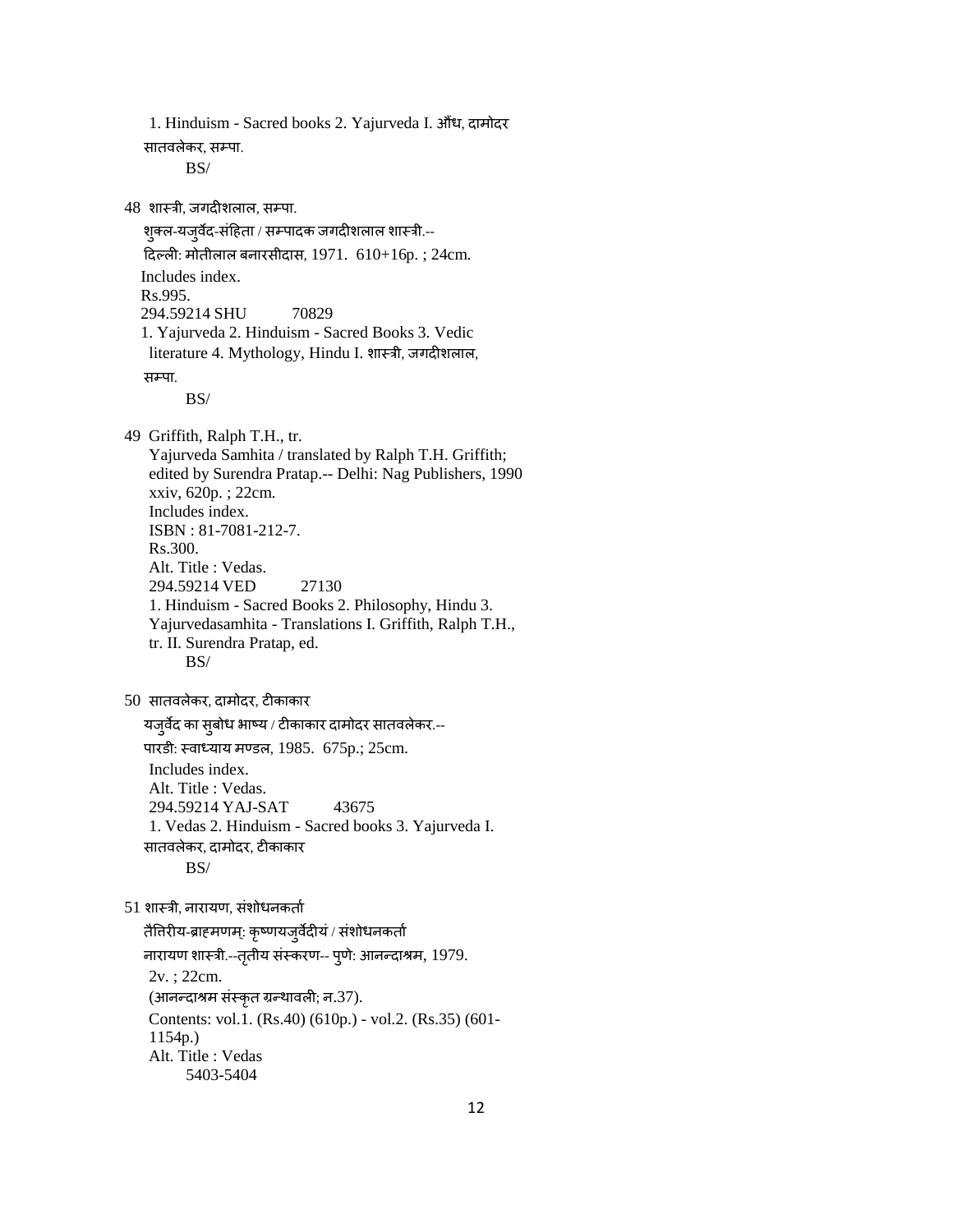1. Hinduism - Sacred books 2. Yajurveda I. औंध, दामोदर सातवलेकर, सम्पा.

BS/

48 शास्त्री, जगदीशलाल, सम्पा.

शुक्ल-यजुर्वेद-संहिता / सम्पादक जगदीशलाल शास्त्री.-- दिल्ली: मोतीलाल बनारसीदास, 1971. 610+16p. ; 24cm.

Includes index.

Rs.995.

294.59214 SHU 70829

1. Yajurveda 2. Hinduism - Sacred Books 3. Vedic literature 4. Mythology, Hindu I. शास्त्री, जगदीशलाल, सम्पा.

BS/

49 Griffith, Ralph T.H., tr.

Yajurveda Samhita / translated by Ralph T.H. Griffith; edited by Surendra Pratap.-- Delhi: Nag Publishers, 1990 xxiv, 620p. ; 22cm.

Includes index.

ISBN : 81-7081-212-7.

Rs.300.

Alt. Title : Vedas.

294.59214 VED 27130

1. Hinduism - Sacred Books 2. Philosophy, Hindu 3. Yajurvedasamhita - Translations I. Griffith, Ralph T.H., tr. II. Surendra Pratap, ed.

BS/

50 सातवलेकर, दामोदर, टीकाकार

यजुर्वेद का सुबोध भाष्य / टीकाकार दामोदर सातवलेकर.-- पारडी: स्वाध्याय मण्डल, 1985. 675p.; 25cm.

Includes index.

Alt. Title : Vedas.

294.59214 YAJ-SAT 43675

1. Vedas 2. Hinduism - Sacred books 3. Yajurveda I. सातवलेकर, दामोदर, टीकाकार

BS/

51 शास्त्री, नारायण, संशोधनकर्ता

तैत्तिरीय-ब्राह्मणम्: कृष्णयजुर्वेदीयं / संशोधनकर्ता नारायण शास्त्री.--तृतीय संस्करण-- पुणे: आनन्दाश्रम, 1979.

2v. ; 22cm.

(आनन्दाश्रम संस्कृत ग्रन्थावली; न.37).

Contents: vol.1. (Rs.40) (610p.) - vol.2. (Rs.35) (601-1154p.)

Alt. Title : Vedas

5403-5404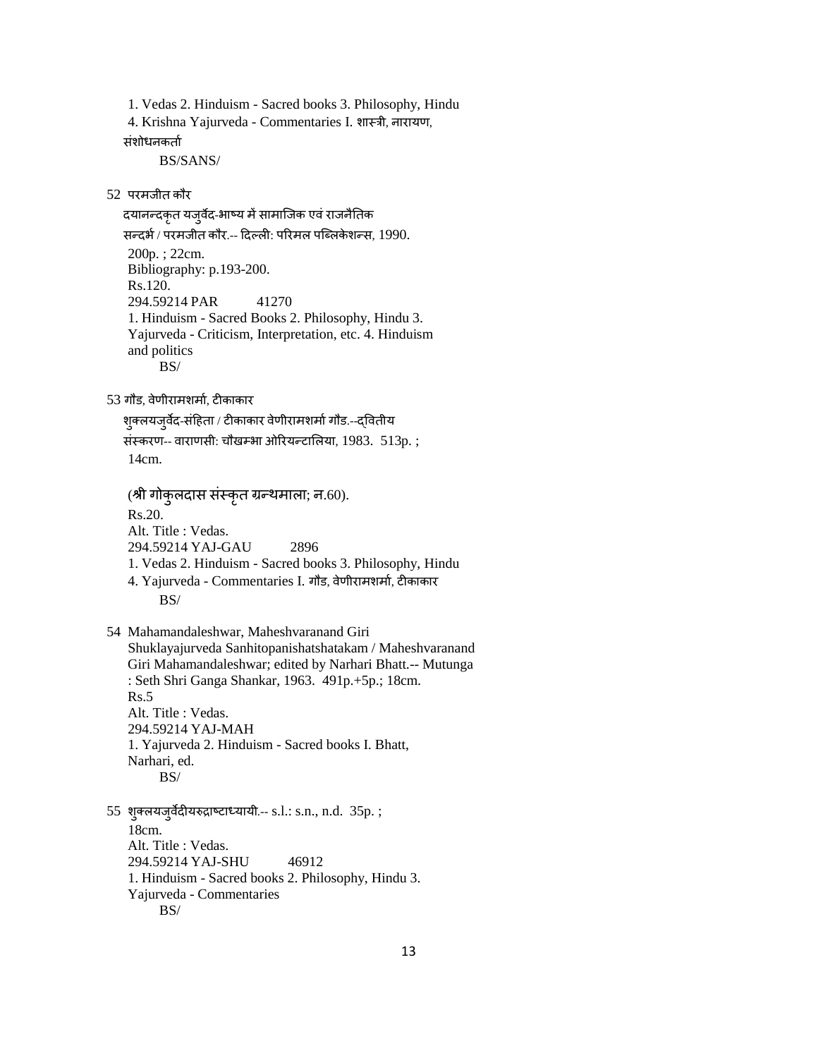1. Vedas 2. Hinduism - Sacred books 3. Philosophy, Hindu
4. Krishna Yajurveda - Commentaries I. शास्त्री, नारायण, संशोधनकर्ता

BS/SANS/

52 परमजीत कौर

दयानन्दकृत यजुर्वेद-भाष्य में सामाजिक एवं राजनैतिक सन्दर्भ / परमजीत कौर.-- दिल्ली: परिमल पब्लिकेशन्स, 1990.
200p. ; 22cm.
Bibliography: p.193-200.
Rs.120.
294.59214 PAR 41270
1. Hinduism - Sacred Books 2. Philosophy, Hindu 3. Yajurveda - Criticism, Interpretation, etc. 4. Hinduism and politics

BS/

53 गौड, वेणीरामशर्मा, टीकाकार

शुक्लयजुर्वेद-संहिता / टीकाकार वेणीरामशर्मा गौड.--द्वितीय संस्करण-- वाराणसी: चौखम्भा ओरियन्टालिया, 1983. 513p. ; 14cm.

(श्री गोकुलदास संस्कृत ग्रन्थमाला; न.60).
Rs.20.
Alt. Title : Vedas.
294.59214 YAJ-GAU 2896
1. Vedas 2. Hinduism - Sacred books 3. Philosophy, Hindu
4. Yajurveda - Commentaries I. गौड, वेणीरामशर्मा, टीकाकार

BS/

54 Mahamandaleshwar, Maheshvaranand Giri

Shuklayajurveda Sanhitopanishatshatakam / Maheshvaranand Giri Mahamandaleshwar; edited by Narhari Bhatt.-- Mutunga : Seth Shri Ganga Shankar, 1963. 491p.+5p.; 18cm.
Rs.5
Alt. Title : Vedas.
294.59214 YAJ-MAH
1. Yajurveda 2. Hinduism - Sacred books I. Bhatt, Narhari, ed.

BS/

55 शुक्लयजुर्वेदीयरुद्राष्टाध्यायी.-- s.l.: s.n., n.d. 35p. ; 18cm.
Alt. Title : Vedas.
294.59214 YAJ-SHU 46912
1. Hinduism - Sacred books 2. Philosophy, Hindu 3. Yajurveda - Commentaries

BS/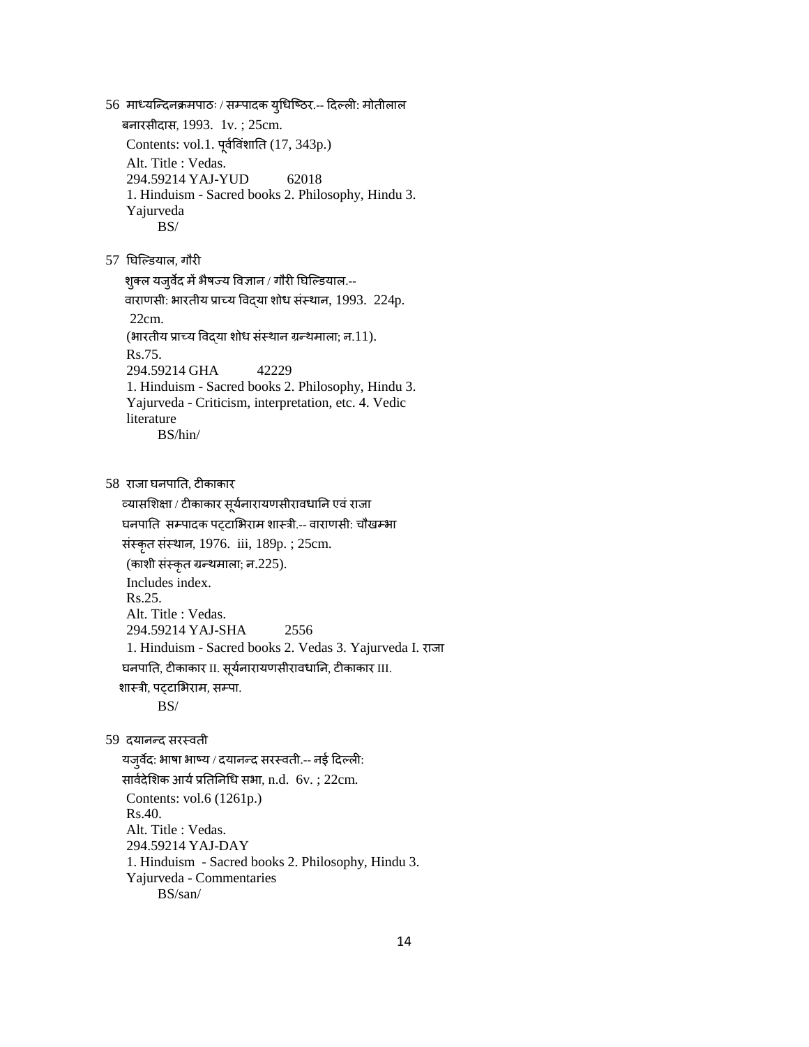56 माध्यन्दिनक्रमपाठः / सम्पादक युधिष्ठिर.-- दिल्ली: मोतीलाल बनारसीदास, 1993. 1v. ; 25cm.

Contents: vol.1. पूर्वविंशाति (17, 343p.)

Alt. Title : Vedas.

294.59214 YAJ-YUD 62018

1. Hinduism - Sacred books 2. Philosophy, Hindu 3. Yajurveda

BS/

57 घिल्डियाल, गौरी

शुक्ल यजुर्वेद में भैषज्य विज्ञान / गौरी घिल्डियाल.-- वाराणसी: भारतीय प्राच्य विद्या शोध संस्थान, 1993. 224p. 22cm.

(भारतीय प्राच्य विद्या शोध संस्थान ग्रन्थमाला; न.11).

Rs.75.

294.59214 GHA 42229

1. Hinduism - Sacred books 2. Philosophy, Hindu 3. Yajurveda - Criticism, interpretation, etc. 4. Vedic literature

BS/hin/

58 राजा घनपाति, टीकाकार

व्यासशिक्षा / टीकाकार सूर्यनारायणसीरावधानि एवं राजा घनपाति सम्पादक पट्टाभिराम शास्त्री.-- वाराणसी: चौखम्भा संस्कृत संस्थान, 1976. iii, 189p. ; 25cm.

(काशी संस्कृत ग्रन्थमाला; न.225).

Includes index.

Rs.25.

Alt. Title : Vedas.

294.59214 YAJ-SHA 2556

1. Hinduism - Sacred books 2. Vedas 3. Yajurveda I. राजा घनपाति, टीकाकार II. सूर्यनारायणसीरावधानि, टीकाकार III. शास्त्री, पट्टाभिराम, सम्पा.

BS/

59 दयानन्द सरस्वती

यजुर्वेदः भाषा भाष्य / दयानन्द सरस्वती.-- नई दिल्ली: सार्वदेशिक आर्य प्रतिनिधि सभा, n.d. 6v. ; 22cm.

Contents: vol.6 (1261p.)

Rs.40.

Alt. Title : Vedas.

294.59214 YAJ-DAY

1. Hinduism - Sacred books 2. Philosophy, Hindu 3. Yajurveda - Commentaries

BS/san/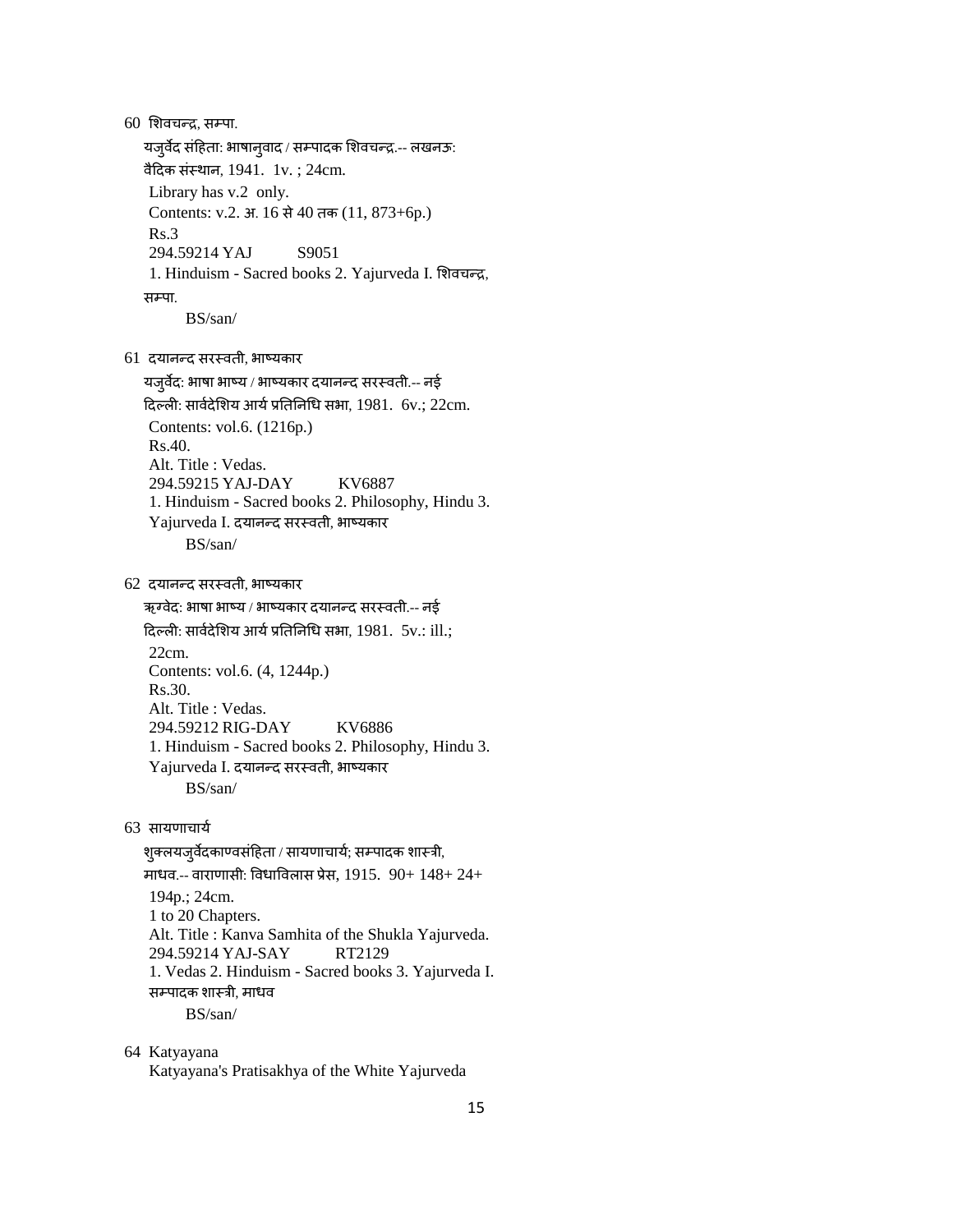60 शिवचन्द्र, सम्पा.

यजुर्वेद संहिता: भाषानुवाद / सम्पादक शिवचन्द्र.-- लखनऊ: वैदिक संस्थान, 1941. 1v. ; 24cm.

Library has v.2 only.
Contents: v.2. अ. 16 से 40 तक (11, 873+6p.)
Rs.3
294.59214 YAJ S9051
1. Hinduism - Sacred books 2. Yajurveda I. शिवचन्द्र, सम्पा.
BS/san/

61 दयानन्द सरस्वती, भाष्यकार

यजुर्वेद: भाषा भाष्य / भाष्यकार दयानन्द सरस्वती.-- नई दिल्ली: सार्वदेशिय आर्य प्रतिनिधि सभा, 1981. 6v.; 22cm.

Contents: vol.6. (1216p.)
Rs.40.
Alt. Title : Vedas.
294.59215 YAJ-DAY KV6887
1. Hinduism - Sacred books 2. Philosophy, Hindu 3. Yajurveda I. दयानन्द सरस्वती, भाष्यकार
BS/san/

62 दयानन्द सरस्वती, भाष्यकार

ऋग्वेद: भाषा भाष्य / भाष्यकार दयानन्द सरस्वती.-- नई दिल्ली: सार्वदेशिय आर्य प्रतिनिधि सभा, 1981. 5v.: ill.; 22cm.

Contents: vol.6. (4, 1244p.)
Rs.30.
Alt. Title : Vedas.
294.59212 RIG-DAY KV6886
1. Hinduism - Sacred books 2. Philosophy, Hindu 3. Yajurveda I. दयानन्द सरस्वती, भाष्यकार
BS/san/

63 सायणाचार्य

शुक्लयजुर्वेदकाण्वसंहिता / सायणाचार्य; सम्पादक शास्त्री, माधव.-- वाराणासी: विधाविलास प्रेस, 1915. 90+ 148+ 24+ 194p.; 24cm.

1 to 20 Chapters.
Alt. Title : Kanva Samhita of the Shukla Yajurveda.
294.59214 YAJ-SAY RT2129
1. Vedas 2. Hinduism - Sacred books 3. Yajurveda I. सम्पादक शास्त्री, माधव
BS/san/

64 Katyayana

Katyayana's Pratisakhya of the White Yajurveda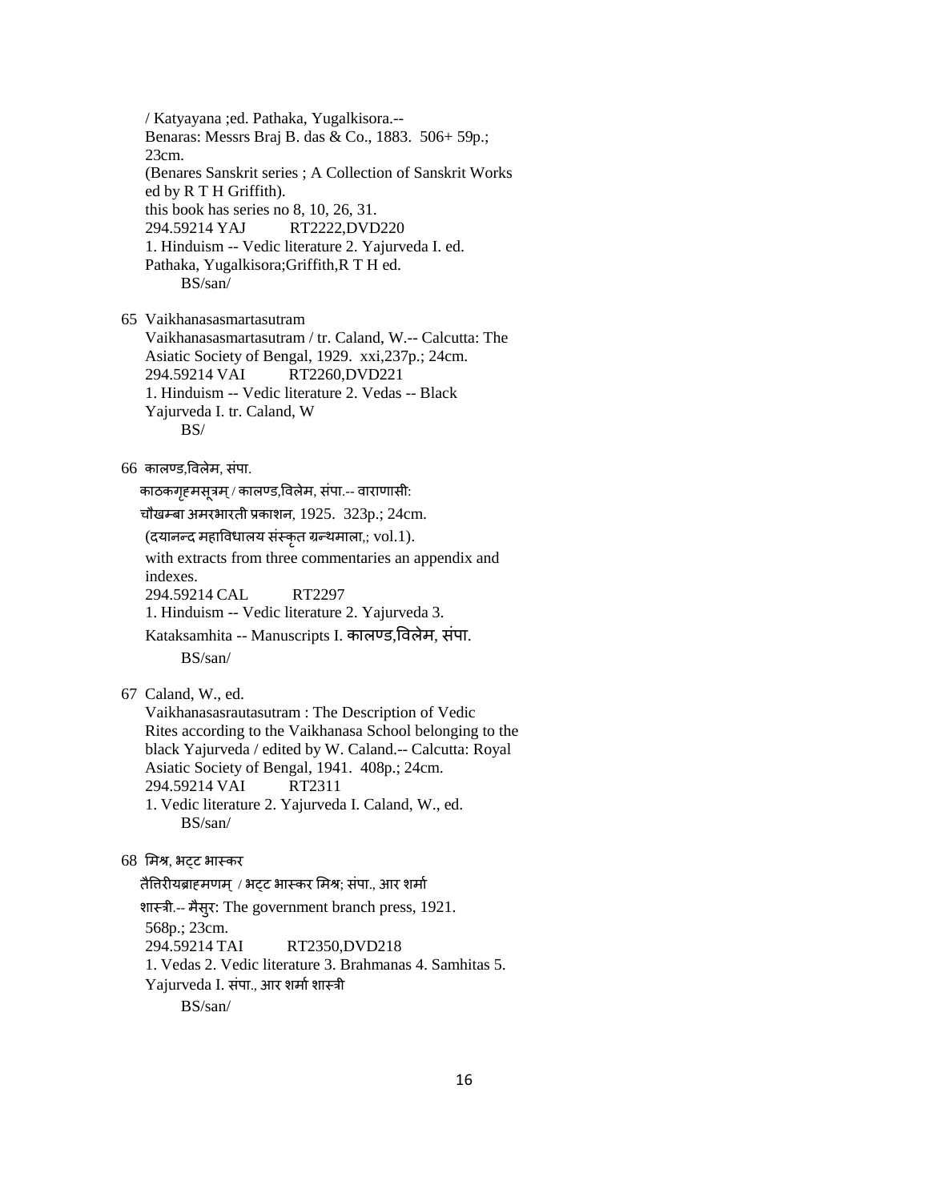/ Katyayana ;ed. Pathaka, Yugalkisora.--
Benaras: Messrs Braj B. das & Co., 1883. 506+ 59p.; 23cm.
(Benares Sanskrit series ; A Collection of Sanskrit Works ed by R T H Griffith).
this book has series no 8, 10, 26, 31.
294.59214 YAJ RT2222,DVD220
1. Hinduism -- Vedic literature 2. Yajurveda I. ed. Pathaka, Yugalkisora;Griffith,R T H ed.
BS/san/

65 Vaikhanasasmartasutram
Vaikhanasasmartasutram / tr. Caland, W.-- Calcutta: The Asiatic Society of Bengal, 1929. xxi,237p.; 24cm.
294.59214 VAI RT2260,DVD221
1. Hinduism -- Vedic literature 2. Vedas -- Black Yajurveda I. tr. Caland, W
BS/

66 कालण्ड,विलेम, संपा.
काठकगृह्मसूत्रम् / कालण्ड,विलेम, संपा.-- वाराणासी: चौखम्बा अमरभारती प्रकाशन, 1925. 323p.; 24cm.
(दयानन्द महाविधालय संस्कृत ग्रन्थमाला,; vol.1).
with extracts from three commentaries an appendix and indexes.
294.59214 CAL RT2297
1. Hinduism -- Vedic literature 2. Yajurveda 3. Kataksamhita -- Manuscripts I. कालण्ड,विलेम, संपा.
BS/san/

67 Caland, W., ed.
Vaikhanasasrautasutram : The Description of Vedic Rites according to the Vaikhanasa School belonging to the black Yajurveda / edited by W. Caland.-- Calcutta: Royal Asiatic Society of Bengal, 1941. 408p.; 24cm.
294.59214 VAI RT2311
1. Vedic literature 2. Yajurveda I. Caland, W., ed.
BS/san/

68 मिश्र, भट्ट भास्कर
तैत्तिरीयब्राह्मणम् / भट्ट भास्कर मिश्र; संपा., आर शर्मा शास्त्री.-- मैसुर: The government branch press, 1921. 568p.; 23cm.
294.59214 TAI RT2350,DVD218
1. Vedas 2. Vedic literature 3. Brahmanas 4. Samhitas 5. Yajurveda I. संपा., आर शर्मा शास्त्री
BS/san/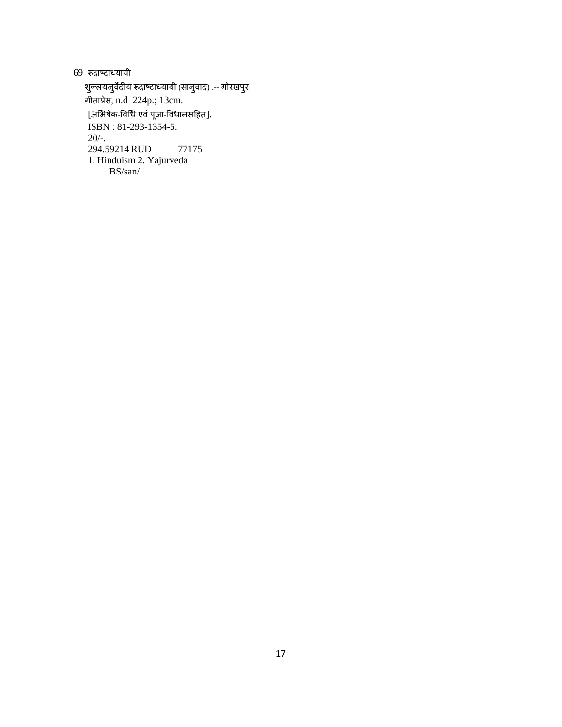69 रूद्राष्टाध्यायी

शुक्लयजुर्वेदीय रूद्राष्टाध्यायी (सानुवाद) .-- गोरखपुरः
गीताप्रेस, n.d 224p.; 13cm.

[अभिषेक-विधि एवं पूजा-विधानसहित].
ISBN : 81-293-1354-5.
20/-.
294.59214 RUD 77175
1. Hinduism 2. Yajurveda
BS/san/